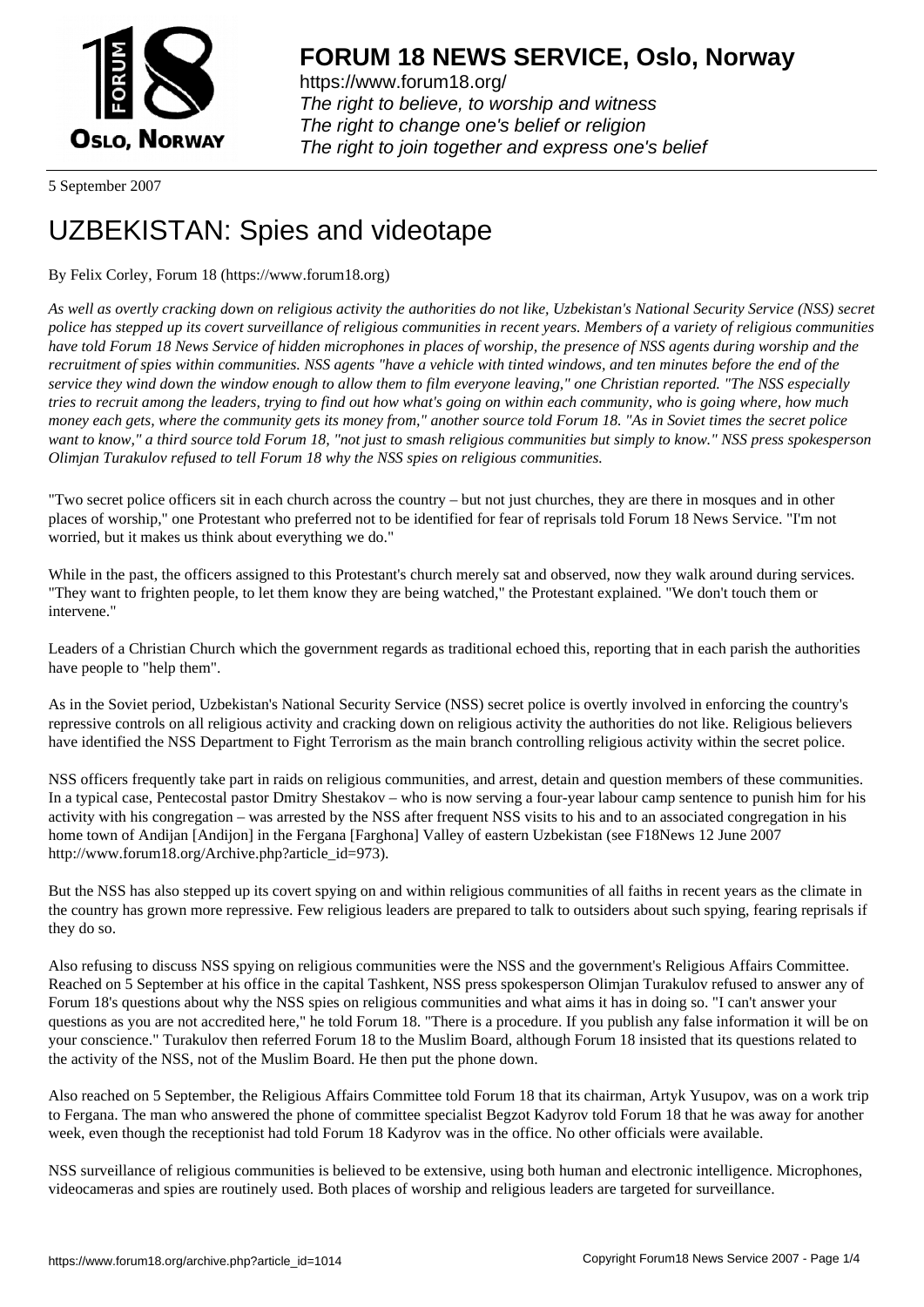# FORUM 18 NEWS SERVICE, Oslo, Norway

https://www.forum18.org/
*The right to believe, to worship and witness*
*The right to change one's belief or religion*
*The right to join together and express one's belief*

5 September 2007

# UZBEKISTAN: Spies and videotape

By Felix Corley, Forum 18 (https://www.forum18.org)

*As well as overtly cracking down on religious activity the authorities do not like, Uzbekistan's National Security Service (NSS) secret police has stepped up its covert surveillance of religious communities in recent years. Members of a variety of religious communities have told Forum 18 News Service of hidden microphones in places of worship, the presence of NSS agents during worship and the recruitment of spies within communities. NSS agents "have a vehicle with tinted windows, and ten minutes before the end of the service they wind down the window enough to allow them to film everyone leaving," one Christian reported. "The NSS especially tries to recruit among the leaders, trying to find out how what's going on within each community, who is going where, how much money each gets, where the community gets its money from," another source told Forum 18. "As in Soviet times the secret police want to know," a third source told Forum 18, "not just to smash religious communities but simply to know." NSS press spokesperson Olimjan Turakulov refused to tell Forum 18 why the NSS spies on religious communities.*

"Two secret police officers sit in each church across the country – but not just churches, they are there in mosques and in other places of worship," one Protestant who preferred not to be identified for fear of reprisals told Forum 18 News Service. "I'm not worried, but it makes us think about everything we do."

While in the past, the officers assigned to this Protestant's church merely sat and observed, now they walk around during services. "They want to frighten people, to let them know they are being watched," the Protestant explained. "We don't touch them or intervene."

Leaders of a Christian Church which the government regards as traditional echoed this, reporting that in each parish the authorities have people to "help them".

As in the Soviet period, Uzbekistan's National Security Service (NSS) secret police is overtly involved in enforcing the country's repressive controls on all religious activity and cracking down on religious activity the authorities do not like. Religious believers have identified the NSS Department to Fight Terrorism as the main branch controlling religious activity within the secret police.

NSS officers frequently take part in raids on religious communities, and arrest, detain and question members of these communities. In a typical case, Pentecostal pastor Dmitry Shestakov – who is now serving a four-year labour camp sentence to punish him for his activity with his congregation – was arrested by the NSS after frequent NSS visits to his and to an associated congregation in his home town of Andijan [Andijon] in the Fergana [Farghona] Valley of eastern Uzbekistan (see F18News 12 June 2007 http://www.forum18.org/Archive.php?article_id=973).

But the NSS has also stepped up its covert spying on and within religious communities of all faiths in recent years as the climate in the country has grown more repressive. Few religious leaders are prepared to talk to outsiders about such spying, fearing reprisals if they do so.

Also refusing to discuss NSS spying on religious communities were the NSS and the government's Religious Affairs Committee. Reached on 5 September at his office in the capital Tashkent, NSS press spokesperson Olimjan Turakulov refused to answer any of Forum 18's questions about why the NSS spies on religious communities and what aims it has in doing so. "I can't answer your questions as you are not accredited here," he told Forum 18. "There is a procedure. If you publish any false information it will be on your conscience." Turakulov then referred Forum 18 to the Muslim Board, although Forum 18 insisted that its questions related to the activity of the NSS, not of the Muslim Board. He then put the phone down.

Also reached on 5 September, the Religious Affairs Committee told Forum 18 that its chairman, Artyk Yusupov, was on a work trip to Fergana. The man who answered the phone of committee specialist Begzot Kadyrov told Forum 18 that he was away for another week, even though the receptionist had told Forum 18 Kadyrov was in the office. No other officials were available.

NSS surveillance of religious communities is believed to be extensive, using both human and electronic intelligence. Microphones, videocameras and spies are routinely used. Both places of worship and religious leaders are targeted for surveillance.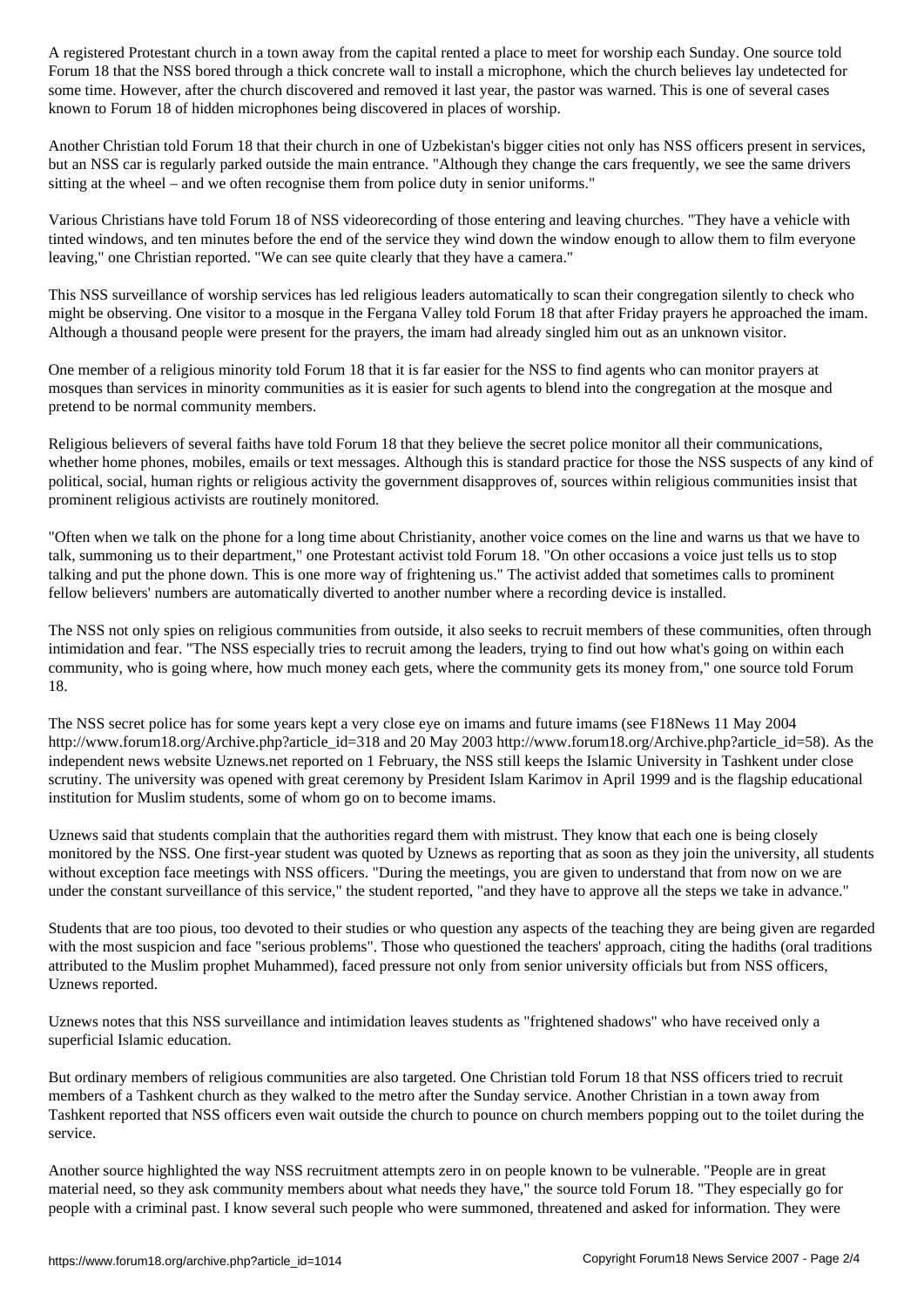A registered Protestant church in a town away from the capital rented a place to meet for worship each Sunday. One source told Forum 18 that the NSS bored through a thick concrete wall to install a microphone, which the church believes lay undetected for some time. However, after the church discovered and removed it last year, the pastor was warned. This is one of several cases known to Forum 18 of hidden microphones being discovered in places of worship.

Another Christian told Forum 18 that their church in one of Uzbekistan's bigger cities not only has NSS officers present in services, but an NSS car is regularly parked outside the main entrance. "Although they change the cars frequently, we see the same drivers sitting at the wheel – and we often recognise them from police duty in senior uniforms."

Various Christians have told Forum 18 of NSS videorecording of those entering and leaving churches. "They have a vehicle with tinted windows, and ten minutes before the end of the service they wind down the window enough to allow them to film everyone leaving," one Christian reported. "We can see quite clearly that they have a camera."

This NSS surveillance of worship services has led religious leaders automatically to scan their congregation silently to check who might be observing. One visitor to a mosque in the Fergana Valley told Forum 18 that after Friday prayers he approached the imam. Although a thousand people were present for the prayers, the imam had already singled him out as an unknown visitor.

One member of a religious minority told Forum 18 that it is far easier for the NSS to find agents who can monitor prayers at mosques than services in minority communities as it is easier for such agents to blend into the congregation at the mosque and pretend to be normal community members.

Religious believers of several faiths have told Forum 18 that they believe the secret police monitor all their communications, whether home phones, mobiles, emails or text messages. Although this is standard practice for those the NSS suspects of any kind of political, social, human rights or religious activity the government disapproves of, sources within religious communities insist that prominent religious activists are routinely monitored.

"Often when we talk on the phone for a long time about Christianity, another voice comes on the line and warns us that we have to talk, summoning us to their department," one Protestant activist told Forum 18. "On other occasions a voice just tells us to stop talking and put the phone down. This is one more way of frightening us." The activist added that sometimes calls to prominent fellow believers' numbers are automatically diverted to another number where a recording device is installed.

The NSS not only spies on religious communities from outside, it also seeks to recruit members of these communities, often through intimidation and fear. "The NSS especially tries to recruit among the leaders, trying to find out how what's going on within each community, who is going where, how much money each gets, where the community gets its money from," one source told Forum 18.

The NSS secret police has for some years kept a very close eye on imams and future imams (see F18News 11 May 2004 http://www.forum18.org/Archive.php?article_id=318 and 20 May 2003 http://www.forum18.org/Archive.php?article_id=58). As the independent news website Uznews.net reported on 1 February, the NSS still keeps the Islamic University in Tashkent under close scrutiny. The university was opened with great ceremony by President Islam Karimov in April 1999 and is the flagship educational institution for Muslim students, some of whom go on to become imams.

Uznews said that students complain that the authorities regard them with mistrust. They know that each one is being closely monitored by the NSS. One first-year student was quoted by Uznews as reporting that as soon as they join the university, all students without exception face meetings with NSS officers. "During the meetings, you are given to understand that from now on we are under the constant surveillance of this service," the student reported, "and they have to approve all the steps we take in advance."

Students that are too pious, too devoted to their studies or who question any aspects of the teaching they are being given are regarded with the most suspicion and face "serious problems". Those who questioned the teachers' approach, citing the hadiths (oral traditions attributed to the Muslim prophet Muhammed), faced pressure not only from senior university officials but from NSS officers, Uznews reported.

Uznews notes that this NSS surveillance and intimidation leaves students as "frightened shadows" who have received only a superficial Islamic education.

But ordinary members of religious communities are also targeted. One Christian told Forum 18 that NSS officers tried to recruit members of a Tashkent church as they walked to the metro after the Sunday service. Another Christian in a town away from Tashkent reported that NSS officers even wait outside the church to pounce on church members popping out to the toilet during the service.

Another source highlighted the way NSS recruitment attempts zero in on people known to be vulnerable. "People are in great material need, so they ask community members about what needs they have," the source told Forum 18. "They especially go for people with a criminal past. I know several such people who were summoned, threatened and asked for information. They were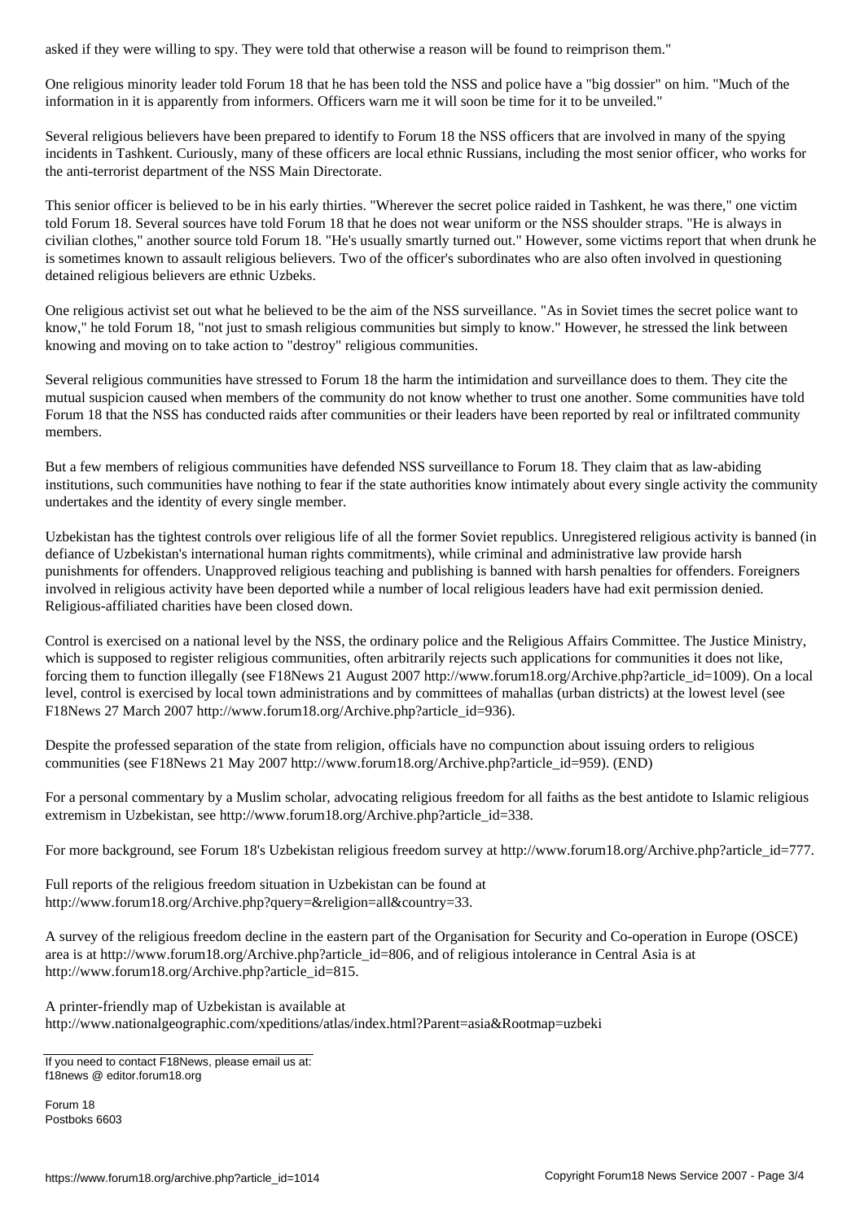asked if they were willing to spy. They were told that otherwise a reason will be found to reimprison them."

One religious minority leader told Forum 18 that he has been told the NSS and police have a "big dossier" on him. "Much of the information in it is apparently from informers. Officers warn me it will soon be time for it to be unveiled."

Several religious believers have been prepared to identify to Forum 18 the NSS officers that are involved in many of the spying incidents in Tashkent. Curiously, many of these officers are local ethnic Russians, including the most senior officer, who works for the anti-terrorist department of the NSS Main Directorate.

This senior officer is believed to be in his early thirties. "Wherever the secret police raided in Tashkent, he was there," one victim told Forum 18. Several sources have told Forum 18 that he does not wear uniform or the NSS shoulder straps. "He is always in civilian clothes," another source told Forum 18. "He's usually smartly turned out." However, some victims report that when drunk he is sometimes known to assault religious believers. Two of the officer's subordinates who are also often involved in questioning detained religious believers are ethnic Uzbeks.

One religious activist set out what he believed to be the aim of the NSS surveillance. "As in Soviet times the secret police want to know," he told Forum 18, "not just to smash religious communities but simply to know." However, he stressed the link between knowing and moving on to take action to "destroy" religious communities.

Several religious communities have stressed to Forum 18 the harm the intimidation and surveillance does to them. They cite the mutual suspicion caused when members of the community do not know whether to trust one another. Some communities have told Forum 18 that the NSS has conducted raids after communities or their leaders have been reported by real or infiltrated community members.

But a few members of religious communities have defended NSS surveillance to Forum 18. They claim that as law-abiding institutions, such communities have nothing to fear if the state authorities know intimately about every single activity the community undertakes and the identity of every single member.

Uzbekistan has the tightest controls over religious life of all the former Soviet republics. Unregistered religious activity is banned (in defiance of Uzbekistan's international human rights commitments), while criminal and administrative law provide harsh punishments for offenders. Unapproved religious teaching and publishing is banned with harsh penalties for offenders. Foreigners involved in religious activity have been deported while a number of local religious leaders have had exit permission denied. Religious-affiliated charities have been closed down.

Control is exercised on a national level by the NSS, the ordinary police and the Religious Affairs Committee. The Justice Ministry, which is supposed to register religious communities, often arbitrarily rejects such applications for communities it does not like, forcing them to function illegally (see F18News 21 August 2007 http://www.forum18.org/Archive.php?article_id=1009). On a local level, control is exercised by local town administrations and by committees of mahallas (urban districts) at the lowest level (see F18News 27 March 2007 http://www.forum18.org/Archive.php?article_id=936).

Despite the professed separation of the state from religion, officials have no compunction about issuing orders to religious communities (see F18News 21 May 2007 http://www.forum18.org/Archive.php?article_id=959). (END)

For a personal commentary by a Muslim scholar, advocating religious freedom for all faiths as the best antidote to Islamic religious extremism in Uzbekistan, see http://www.forum18.org/Archive.php?article_id=338.

For more background, see Forum 18's Uzbekistan religious freedom survey at http://www.forum18.org/Archive.php?article_id=777.

Full reports of the religious freedom situation in Uzbekistan can be found at http://www.forum18.org/Archive.php?query=&religion=all&country=33.

A survey of the religious freedom decline in the eastern part of the Organisation for Security and Co-operation in Europe (OSCE) area is at http://www.forum18.org/Archive.php?article_id=806, and of religious intolerance in Central Asia is at http://www.forum18.org/Archive.php?article_id=815.

A printer-friendly map of Uzbekistan is available at http://www.nationalgeographic.com/xpeditions/atlas/index.html?Parent=asia&Rootmap=uzbeki

---

If you need to contact F18News, please email us at:
f18news @ editor.forum18.org

Forum 18
Postboks 6603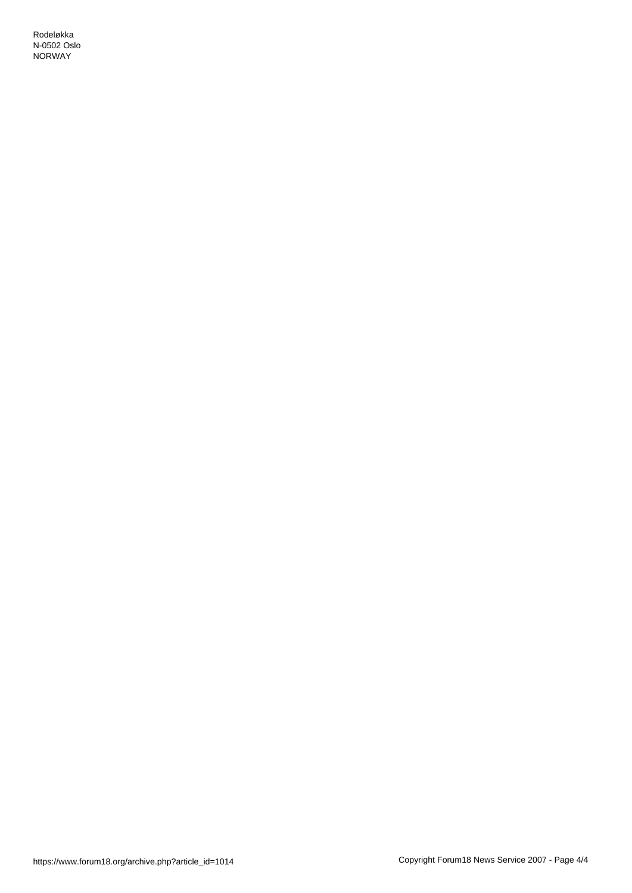Rodeløkka
N-0502 Oslo
NORWAY